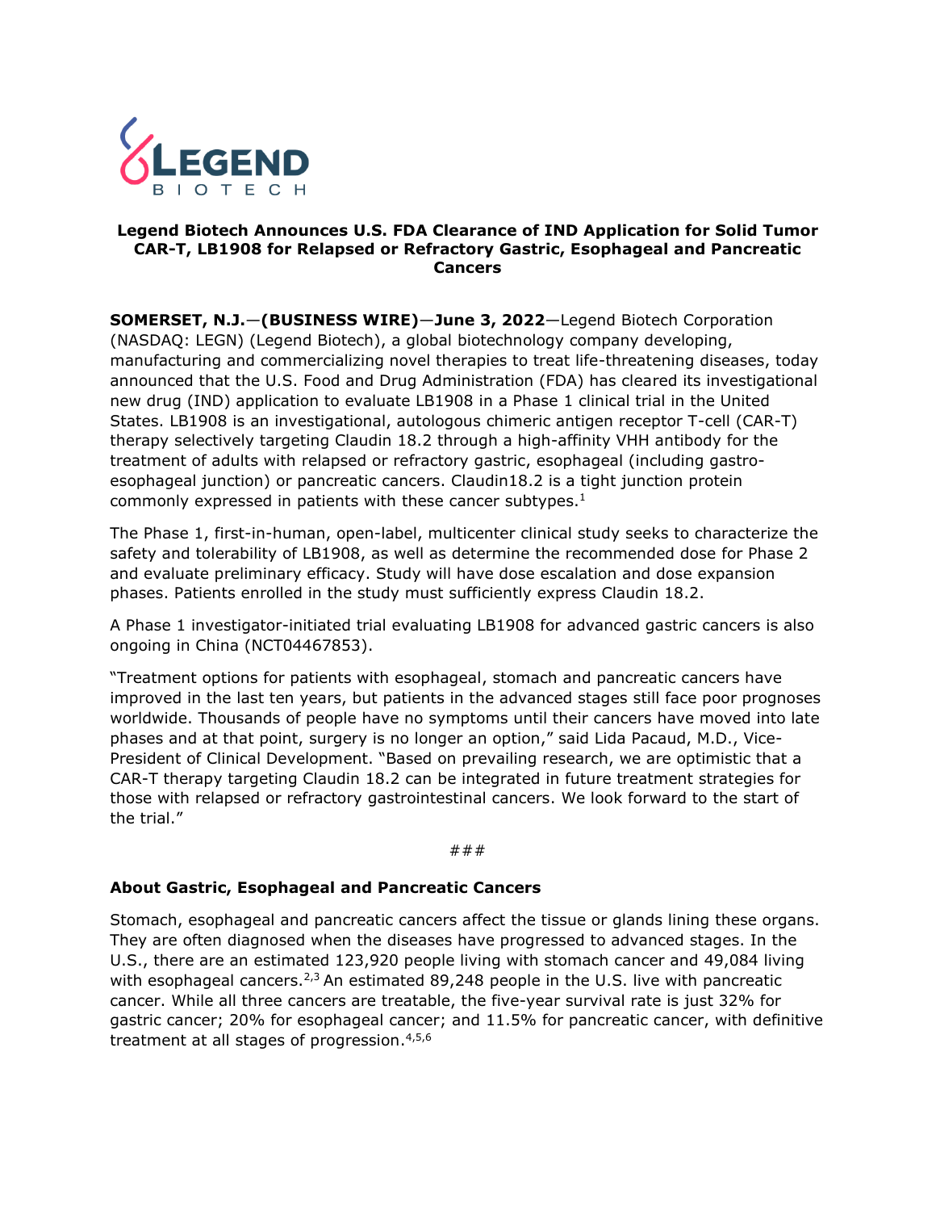**Legend Biotech Announces U.S. FDA Clearance of IND Application for Solid Tumor CAR-T, LB1908 for Relapsed or Refractory Gastric, Esophageal and Pancreatic Cancers**

**SOMERSET, N.J.—(BUSINESS WIRE)—June 3, 2022**—Legend Biotech Corporation (NASDAQ: LEGN) (Legend Biotech), a global biotechnology company developing, manufacturing and commercializing novel therapies to treat life-threatening diseases, today announced that the U.S. Food and Drug Administration (FDA) has cleared its investigational new drug (IND) application to evaluate LB1908 in a Phase 1 clinical trial in the United States. LB1908 is an investigational, autologous chimeric antigen receptor T-cell (CAR-T) therapy selectively targeting Claudin 18.2 through a high-affinity VHH antibody for the treatment of adults with relapsed or refractory gastric, esophageal (including gastro-esophageal junction) or pancreatic cancers. Claudin18.2 is a tight junction protein commonly expressed in patients with these cancer subtypes.[1]

The Phase 1, first-in-human, open-label, multicenter clinical study seeks to characterize the safety and tolerability of LB1908, as well as determine the recommended dose for Phase 2 and evaluate preliminary efficacy. Study will have dose escalation and dose expansion phases. Patients enrolled in the study must sufficiently express Claudin 18.2.

A Phase 1 investigator-initiated trial evaluating LB1908 for advanced gastric cancers is also ongoing in China (NCT04467853).

"Treatment options for patients with esophageal, stomach and pancreatic cancers have improved in the last ten years, but patients in the advanced stages still face poor prognoses worldwide. Thousands of people have no symptoms until their cancers have moved into late phases and at that point, surgery is no longer an option," said Lida Pacaud, M.D., Vice-President of Clinical Development. "Based on prevailing research, we are optimistic that a CAR-T therapy targeting Claudin 18.2 can be integrated in future treatment strategies for those with relapsed or refractory gastrointestinal cancers. We look forward to the start of the trial."

###

**About Gastric, Esophageal and Pancreatic Cancers**

Stomach, esophageal and pancreatic cancers affect the tissue or glands lining these organs. They are often diagnosed when the diseases have progressed to advanced stages. In the U.S., there are an estimated 123,920 people living with stomach cancer and 49,084 living with esophageal cancers.[2,3] An estimated 89,248 people in the U.S. live with pancreatic cancer. While all three cancers are treatable, the five-year survival rate is just 32% for gastric cancer; 20% for esophageal cancer; and 11.5% for pancreatic cancer, with definitive treatment at all stages of progression.[4,5,6]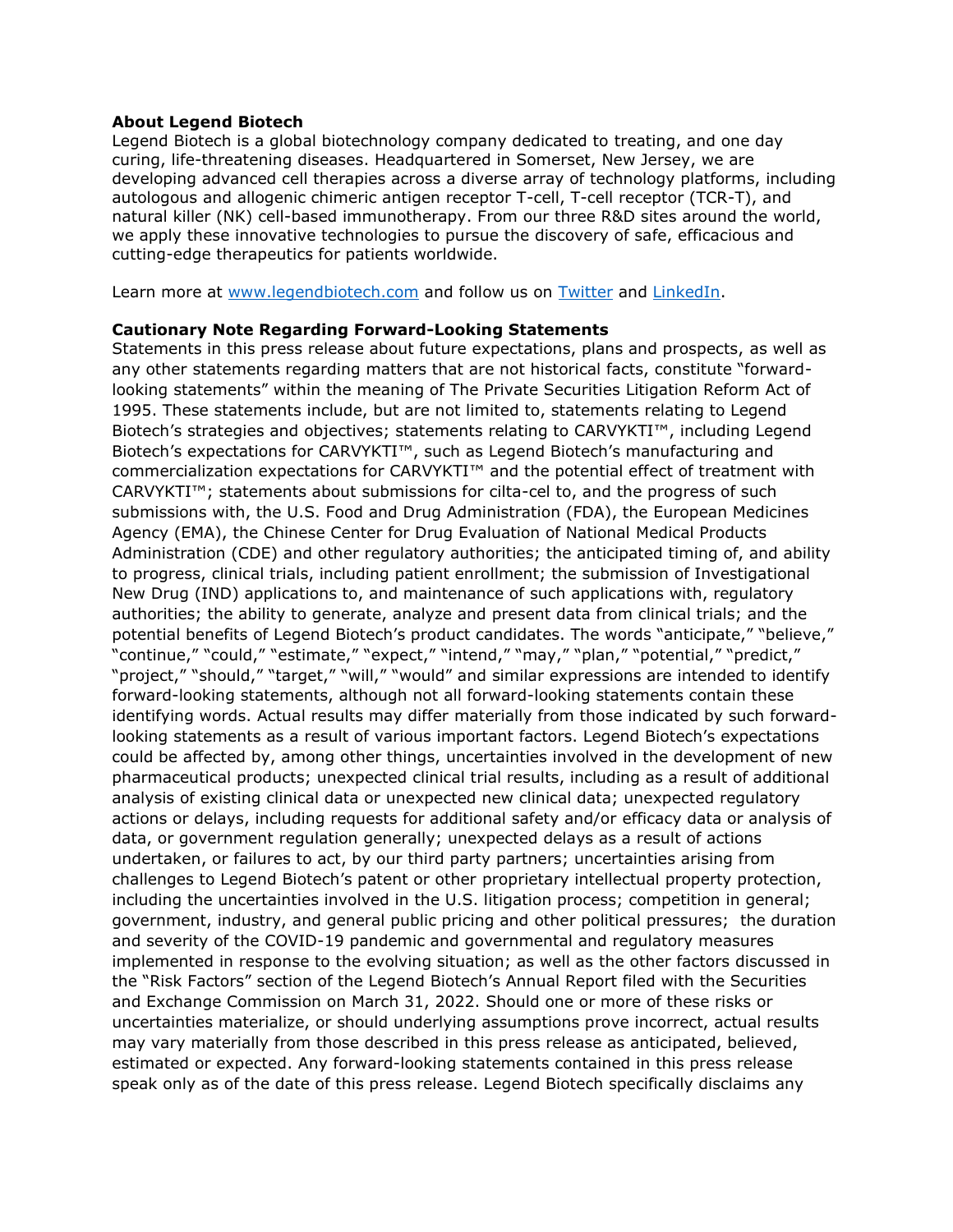**About Legend Biotech**

Legend Biotech is a global biotechnology company dedicated to treating, and one day curing, life-threatening diseases. Headquartered in Somerset, New Jersey, we are developing advanced cell therapies across a diverse array of technology platforms, including autologous and allogenic chimeric antigen receptor T-cell, T-cell receptor (TCR-T), and natural killer (NK) cell-based immunotherapy. From our three R&D sites around the world, we apply these innovative technologies to pursue the discovery of safe, efficacious and cutting-edge therapeutics for patients worldwide.

Learn more at [www.legendbiotech.com](www.legendbiotech.com) and follow us on Twitter and LinkedIn.

**Cautionary Note Regarding Forward-Looking Statements**

Statements in this press release about future expectations, plans and prospects, as well as any other statements regarding matters that are not historical facts, constitute "forward-looking statements" within the meaning of The Private Securities Litigation Reform Act of 1995. These statements include, but are not limited to, statements relating to Legend Biotech's strategies and objectives; statements relating to CARVYKTI™, including Legend Biotech's expectations for CARVYKTI™, such as Legend Biotech's manufacturing and commercialization expectations for CARVYKTI™ and the potential effect of treatment with CARVYKTI™; statements about submissions for cilta-cel to, and the progress of such submissions with, the U.S. Food and Drug Administration (FDA), the European Medicines Agency (EMA), the Chinese Center for Drug Evaluation of National Medical Products Administration (CDE) and other regulatory authorities; the anticipated timing of, and ability to progress, clinical trials, including patient enrollment; the submission of Investigational New Drug (IND) applications to, and maintenance of such applications with, regulatory authorities; the ability to generate, analyze and present data from clinical trials; and the potential benefits of Legend Biotech's product candidates. The words "anticipate," "believe," "continue," "could," "estimate," "expect," "intend," "may," "plan," "potential," "predict," "project," "should," "target," "will," "would" and similar expressions are intended to identify forward-looking statements, although not all forward-looking statements contain these identifying words. Actual results may differ materially from those indicated by such forward-looking statements as a result of various important factors. Legend Biotech's expectations could be affected by, among other things, uncertainties involved in the development of new pharmaceutical products; unexpected clinical trial results, including as a result of additional analysis of existing clinical data or unexpected new clinical data; unexpected regulatory actions or delays, including requests for additional safety and/or efficacy data or analysis of data, or government regulation generally; unexpected delays as a result of actions undertaken, or failures to act, by our third party partners; uncertainties arising from challenges to Legend Biotech's patent or other proprietary intellectual property protection, including the uncertainties involved in the U.S. litigation process; competition in general; government, industry, and general public pricing and other political pressures; the duration and severity of the COVID-19 pandemic and governmental and regulatory measures implemented in response to the evolving situation; as well as the other factors discussed in the "Risk Factors" section of the Legend Biotech's Annual Report filed with the Securities and Exchange Commission on March 31, 2022. Should one or more of these risks or uncertainties materialize, or should underlying assumptions prove incorrect, actual results may vary materially from those described in this press release as anticipated, believed, estimated or expected. Any forward-looking statements contained in this press release speak only as of the date of this press release. Legend Biotech specifically disclaims any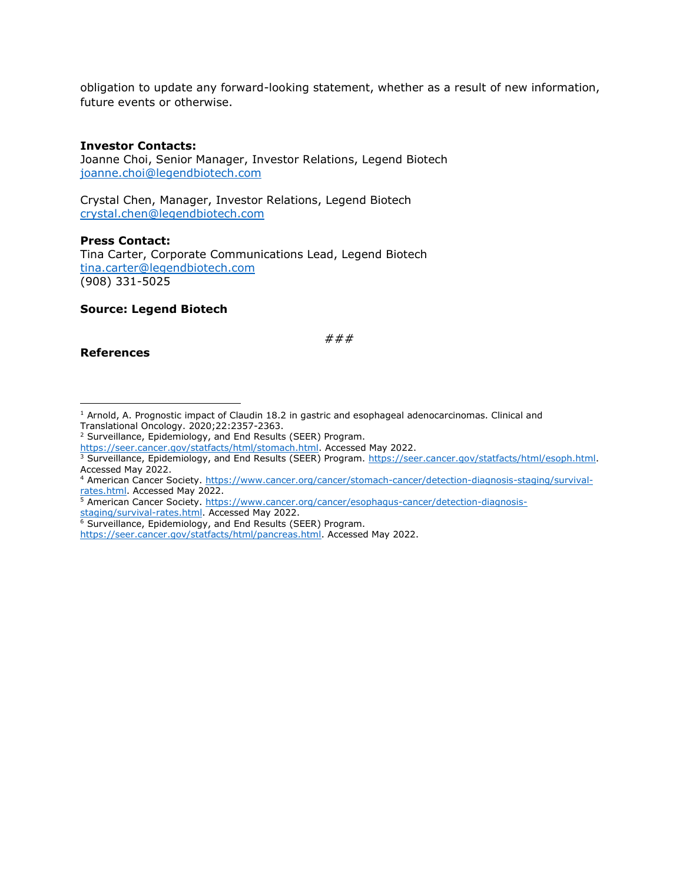obligation to update any forward-looking statement, whether as a result of new information, future events or otherwise.

**Investor Contacts:**
Joanne Choi, Senior Manager, Investor Relations, Legend Biotech
joanne.choi@legendbiotech.com

Crystal Chen, Manager, Investor Relations, Legend Biotech
crystal.chen@legendbiotech.com

**Press Contact:**
Tina Carter, Corporate Communications Lead, Legend Biotech
tina.carter@legendbiotech.com
(908) 331-5025

**Source: Legend Biotech**

###

**References**

---

[1] Arnold, A. Prognostic impact of Claudin 18.2 in gastric and esophageal adenocarcinomas. Clinical and Translational Oncology. 2020;22:2357-2363.

[2] Surveillance, Epidemiology, and End Results (SEER) Program. https://seer.cancer.gov/statfacts/html/stomach.html. Accessed May 2022.

[3] Surveillance, Epidemiology, and End Results (SEER) Program. https://seer.cancer.gov/statfacts/html/esoph.html. Accessed May 2022.

[4] American Cancer Society. https://www.cancer.org/cancer/stomach-cancer/detection-diagnosis-staging/survival-rates.html. Accessed May 2022.

[5] American Cancer Society. https://www.cancer.org/cancer/esophagus-cancer/detection-diagnosis-staging/survival-rates.html. Accessed May 2022.

[6] Surveillance, Epidemiology, and End Results (SEER) Program. https://seer.cancer.gov/statfacts/html/pancreas.html. Accessed May 2022.